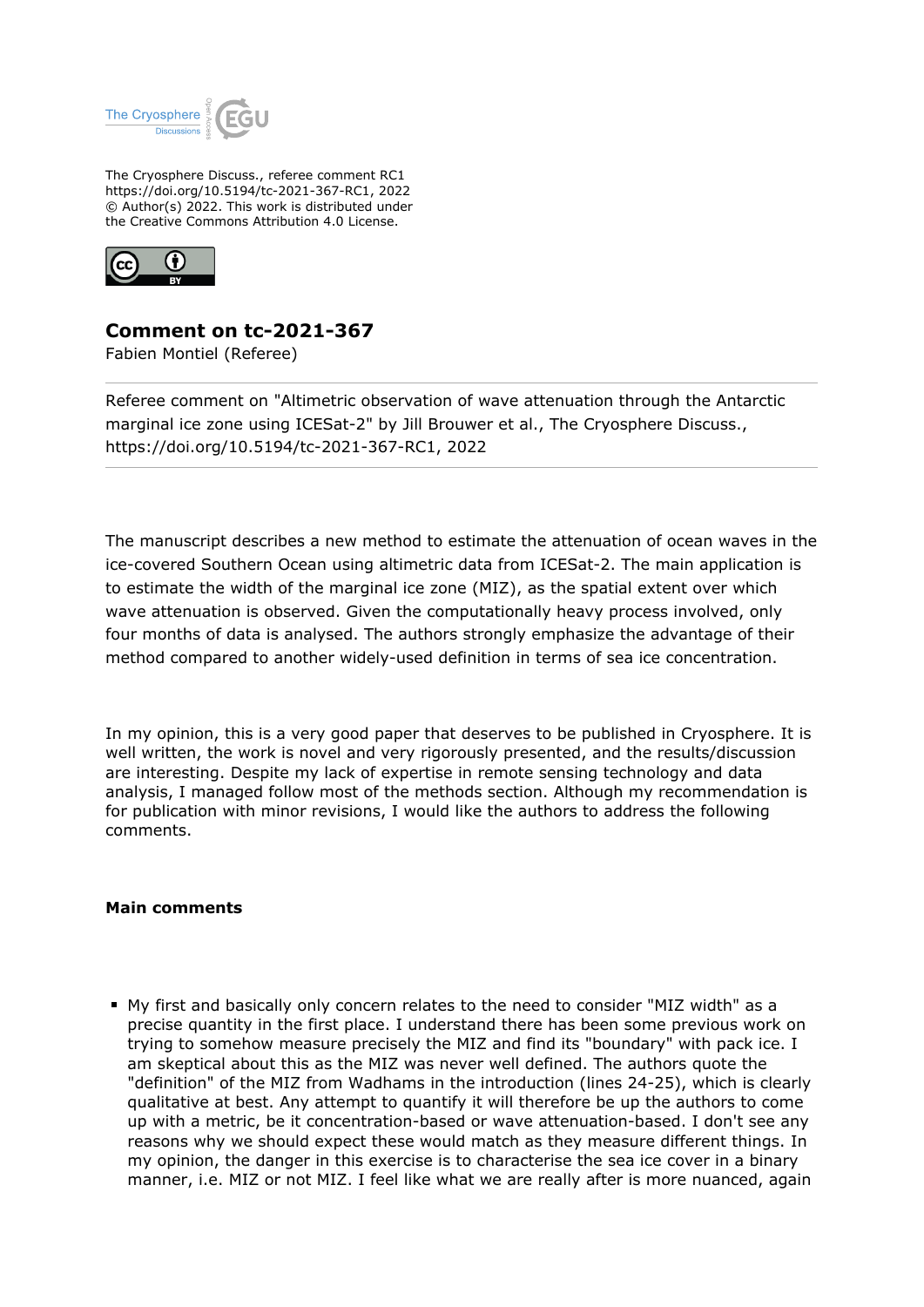The Cryosphere Discuss., referee comment RC1
https://doi.org/10.5194/tc-2021-367-RC1, 2022
© Author(s) 2022. This work is distributed under
the Creative Commons Attribution 4.0 License.

## Comment on tc-2021-367

Fabien Montiel (Referee)

Referee comment on "Altimetric observation of wave attenuation through the Antarctic marginal ice zone using ICESat-2" by Jill Brouwer et al., The Cryosphere Discuss., https://doi.org/10.5194/tc-2021-367-RC1, 2022

The manuscript describes a new method to estimate the attenuation of ocean waves in the ice-covered Southern Ocean using altimetric data from ICESat-2. The main application is to estimate the width of the marginal ice zone (MIZ), as the spatial extent over which wave attenuation is observed. Given the computationally heavy process involved, only four months of data is analysed. The authors strongly emphasize the advantage of their method compared to another widely-used definition in terms of sea ice concentration.

In my opinion, this is a very good paper that deserves to be published in Cryosphere. It is well written, the work is novel and very rigorously presented, and the results/discussion are interesting. Despite my lack of expertise in remote sensing technology and data analysis, I managed follow most of the methods section. Although my recommendation is for publication with minor revisions, I would like the authors to address the following comments.

### Main comments

- My first and basically only concern relates to the need to consider "MIZ width" as a precise quantity in the first place. I understand there has been some previous work on trying to somehow measure precisely the MIZ and find its "boundary" with pack ice. I am skeptical about this as the MIZ was never well defined. The authors quote the "definition" of the MIZ from Wadhams in the introduction (lines 24-25), which is clearly qualitative at best. Any attempt to quantify it will therefore be up the authors to come up with a metric, be it concentration-based or wave attenuation-based. I don't see any reasons why we should expect these would match as they measure different things. In my opinion, the danger in this exercise is to characterise the sea ice cover in a binary manner, i.e. MIZ or not MIZ. I feel like what we are really after is more nuanced, again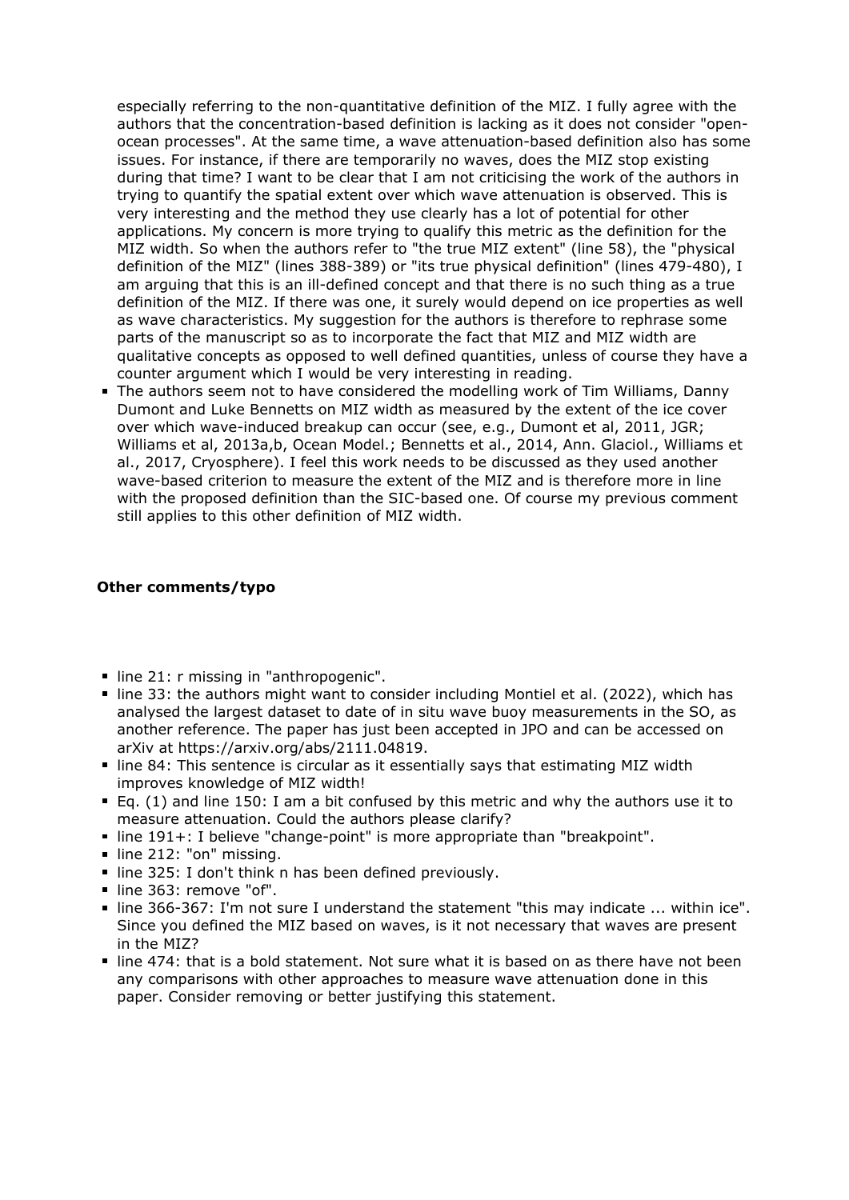especially referring to the non-quantitative definition of the MIZ. I fully agree with the authors that the concentration-based definition is lacking as it does not consider "open-ocean processes". At the same time, a wave attenuation-based definition also has some issues. For instance, if there are temporarily no waves, does the MIZ stop existing during that time? I want to be clear that I am not criticising the work of the authors in trying to quantify the spatial extent over which wave attenuation is observed. This is very interesting and the method they use clearly has a lot of potential for other applications. My concern is more trying to qualify this metric as the definition for the MIZ width. So when the authors refer to "the true MIZ extent" (line 58), the "physical definition of the MIZ" (lines 388-389) or "its true physical definition" (lines 479-480), I am arguing that this is an ill-defined concept and that there is no such thing as a true definition of the MIZ. If there was one, it surely would depend on ice properties as well as wave characteristics. My suggestion for the authors is therefore to rephrase some parts of the manuscript so as to incorporate the fact that MIZ and MIZ width are qualitative concepts as opposed to well defined quantities, unless of course they have a counter argument which I would be very interesting in reading.

- The authors seem not to have considered the modelling work of Tim Williams, Danny Dumont and Luke Bennetts on MIZ width as measured by the extent of the ice cover over which wave-induced breakup can occur (see, e.g., Dumont et al, 2011, JGR; Williams et al, 2013a,b, Ocean Model.; Bennetts et al., 2014, Ann. Glaciol., Williams et al., 2017, Cryosphere). I feel this work needs to be discussed as they used another wave-based criterion to measure the extent of the MIZ and is therefore more in line with the proposed definition than the SIC-based one. Of course my previous comment still applies to this other definition of MIZ width.

**Other comments/typo**

- line 21: r missing in "anthropogenic".
- line 33: the authors might want to consider including Montiel et al. (2022), which has analysed the largest dataset to date of in situ wave buoy measurements in the SO, as another reference. The paper has just been accepted in JPO and can be accessed on arXiv at https://arxiv.org/abs/2111.04819.
- line 84: This sentence is circular as it essentially says that estimating MIZ width improves knowledge of MIZ width!
- Eq. (1) and line 150: I am a bit confused by this metric and why the authors use it to measure attenuation. Could the authors please clarify?
- line 191+: I believe "change-point" is more appropriate than "breakpoint".
- line 212: "on" missing.
- line 325: I don't think n has been defined previously.
- line 363: remove "of".
- line 366-367: I'm not sure I understand the statement "this may indicate ... within ice". Since you defined the MIZ based on waves, is it not necessary that waves are present in the MIZ?
- line 474: that is a bold statement. Not sure what it is based on as there have not been any comparisons with other approaches to measure wave attenuation done in this paper. Consider removing or better justifying this statement.